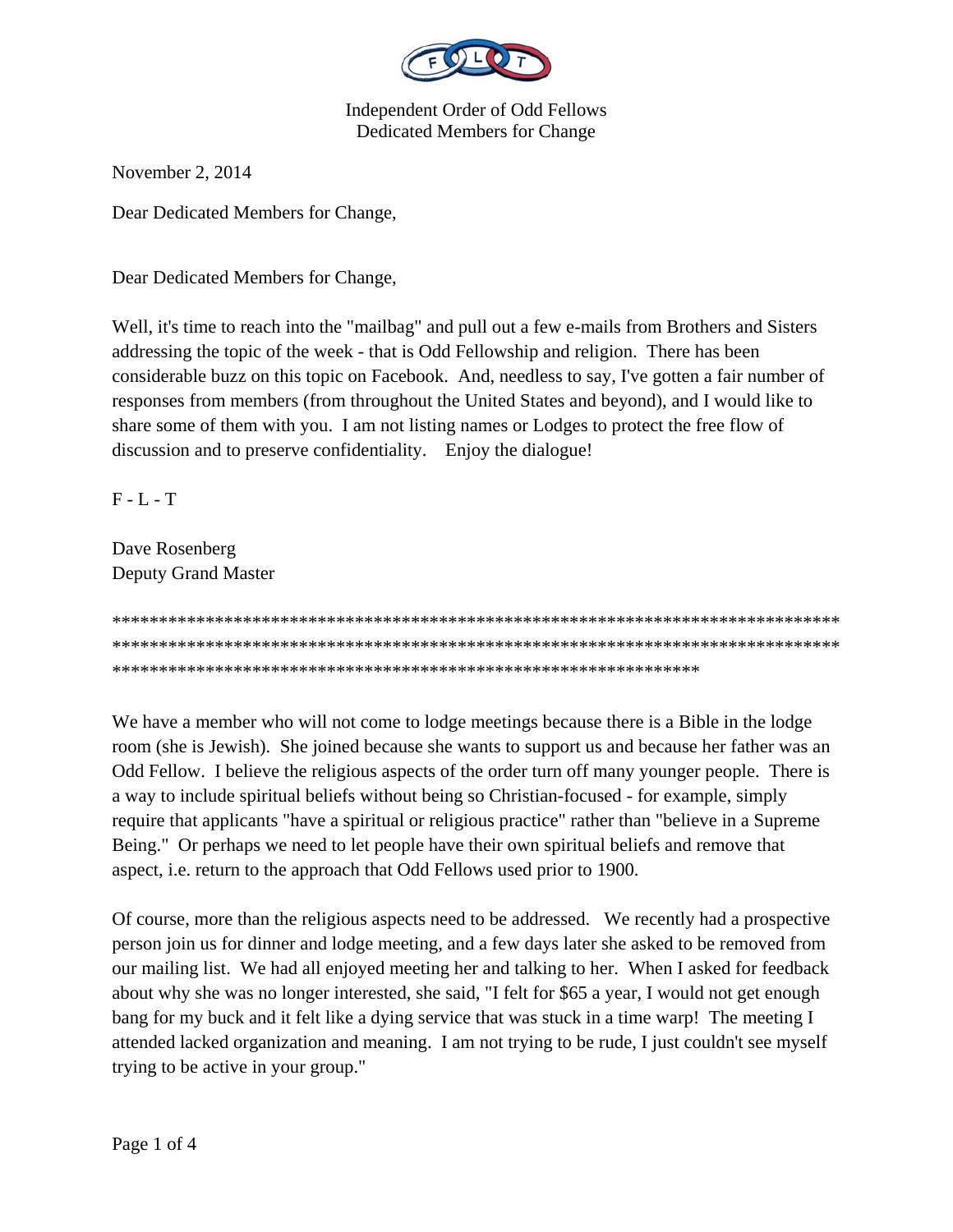Independent Order of Odd Fellows
Dedicated Members for Change

November 2, 2014

Dear Dedicated Members for Change,

Dear Dedicated Members for Change,

Well, it's time to reach into the "mailbag" and pull out a few e-mails from Brothers and Sisters addressing the topic of the week - that is Odd Fellowship and religion. There has been considerable buzz on this topic on Facebook. And, needless to say, I've gotten a fair number of responses from members (from throughout the United States and beyond), and I would like to share some of them with you. I am not listing names or Lodges to protect the free flow of discussion and to preserve confidentiality. Enjoy the dialogue!

F - L - T

Dave Rosenberg
Deputy Grand Master

*******************************************************************************************************************************************************************************************************************

We have a member who will not come to lodge meetings because there is a Bible in the lodge room (she is Jewish). She joined because she wants to support us and because her father was an Odd Fellow. I believe the religious aspects of the order turn off many younger people. There is a way to include spiritual beliefs without being so Christian-focused - for example, simply require that applicants "have a spiritual or religious practice" rather than "believe in a Supreme Being." Or perhaps we need to let people have their own spiritual beliefs and remove that aspect, i.e. return to the approach that Odd Fellows used prior to 1900.

Of course, more than the religious aspects need to be addressed. We recently had a prospective person join us for dinner and lodge meeting, and a few days later she asked to be removed from our mailing list. We had all enjoyed meeting her and talking to her. When I asked for feedback about why she was no longer interested, she said, "I felt for $65 a year, I would not get enough bang for my buck and it felt like a dying service that was stuck in a time warp! The meeting I attended lacked organization and meaning. I am not trying to be rude, I just couldn't see myself trying to be active in your group."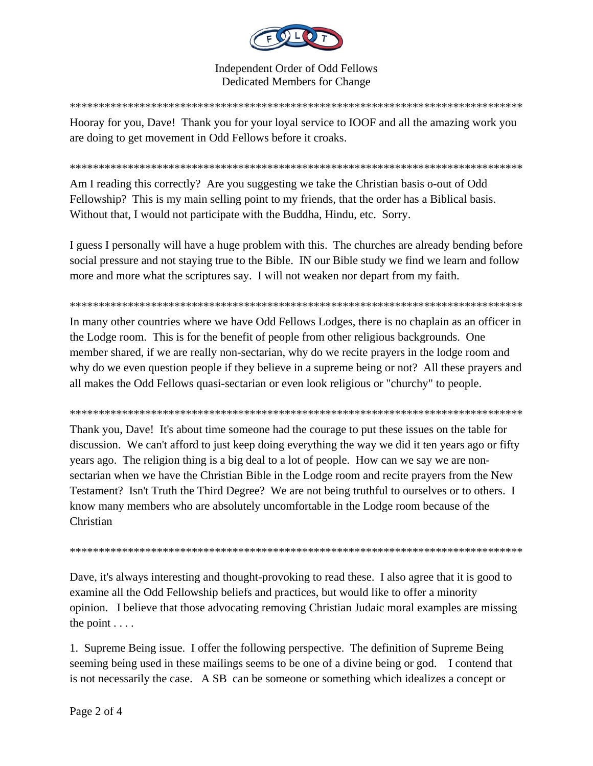Independent Order of Odd Fellows
Dedicated Members for Change

*********************************************************************************

Hooray for you, Dave! Thank you for your loyal service to IOOF and all the amazing work you are doing to get movement in Odd Fellows before it croaks.

*********************************************************************************

Am I reading this correctly? Are you suggesting we take the Christian basis o-out of Odd Fellowship? This is my main selling point to my friends, that the order has a Biblical basis. Without that, I would not participate with the Buddha, Hindu, etc. Sorry.

I guess I personally will have a huge problem with this. The churches are already bending before social pressure and not staying true to the Bible. IN our Bible study we find we learn and follow more and more what the scriptures say. I will not weaken nor depart from my faith.

*********************************************************************************

In many other countries where we have Odd Fellows Lodges, there is no chaplain as an officer in the Lodge room. This is for the benefit of people from other religious backgrounds. One member shared, if we are really non-sectarian, why do we recite prayers in the lodge room and why do we even question people if they believe in a supreme being or not? All these prayers and all makes the Odd Fellows quasi-sectarian or even look religious or "churchy" to people.

*********************************************************************************

Thank you, Dave! It's about time someone had the courage to put these issues on the table for discussion. We can't afford to just keep doing everything the way we did it ten years ago or fifty years ago. The religion thing is a big deal to a lot of people. How can we say we are non-sectarian when we have the Christian Bible in the Lodge room and recite prayers from the New Testament? Isn't Truth the Third Degree? We are not being truthful to ourselves or to others. I know many members who are absolutely uncomfortable in the Lodge room because of the Christian

*********************************************************************************

Dave, it's always interesting and thought-provoking to read these. I also agree that it is good to examine all the Odd Fellowship beliefs and practices, but would like to offer a minority opinion. I believe that those advocating removing Christian Judaic moral examples are missing the point . . . .

1. Supreme Being issue. I offer the following perspective. The definition of Supreme Being seeming being used in these mailings seems to be one of a divine being or god. I contend that is not necessarily the case. A SB can be someone or something which idealizes a concept or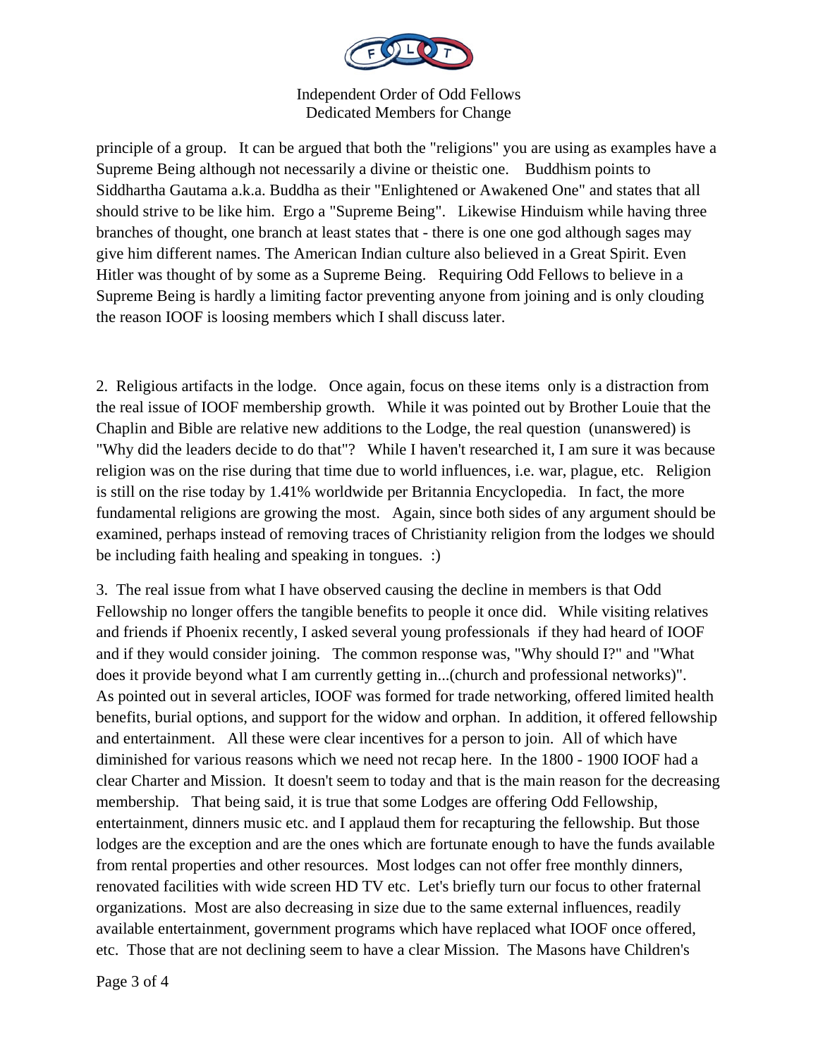principle of a group. It can be argued that both the "religions" you are using as examples have a Supreme Being although not necessarily a divine or theistic one. Buddhism points to Siddhartha Gautama a.k.a. Buddha as their "Enlightened or Awakened One" and states that all should strive to be like him. Ergo a "Supreme Being". Likewise Hinduism while having three branches of thought, one branch at least states that - there is one one god although sages may give him different names. The American Indian culture also believed in a Great Spirit. Even Hitler was thought of by some as a Supreme Being. Requiring Odd Fellows to believe in a Supreme Being is hardly a limiting factor preventing anyone from joining and is only clouding the reason IOOF is loosing members which I shall discuss later.

2. Religious artifacts in the lodge. Once again, focus on these items only is a distraction from the real issue of IOOF membership growth. While it was pointed out by Brother Louie that the Chaplin and Bible are relative new additions to the Lodge, the real question (unanswered) is "Why did the leaders decide to do that"? While I haven't researched it, I am sure it was because religion was on the rise during that time due to world influences, i.e. war, plague, etc. Religion is still on the rise today by 1.41% worldwide per Britannia Encyclopedia. In fact, the more fundamental religions are growing the most. Again, since both sides of any argument should be examined, perhaps instead of removing traces of Christianity religion from the lodges we should be including faith healing and speaking in tongues. :)

3. The real issue from what I have observed causing the decline in members is that Odd Fellowship no longer offers the tangible benefits to people it once did. While visiting relatives and friends if Phoenix recently, I asked several young professionals if they had heard of IOOF and if they would consider joining. The common response was, "Why should I?" and "What does it provide beyond what I am currently getting in...(church and professional networks)". As pointed out in several articles, IOOF was formed for trade networking, offered limited health benefits, burial options, and support for the widow and orphan. In addition, it offered fellowship and entertainment. All these were clear incentives for a person to join. All of which have diminished for various reasons which we need not recap here. In the 1800 - 1900 IOOF had a clear Charter and Mission. It doesn't seem to today and that is the main reason for the decreasing membership. That being said, it is true that some Lodges are offering Odd Fellowship, entertainment, dinners music etc. and I applaud them for recapturing the fellowship. But those lodges are the exception and are the ones which are fortunate enough to have the funds available from rental properties and other resources. Most lodges can not offer free monthly dinners, renovated facilities with wide screen HD TV etc. Let's briefly turn our focus to other fraternal organizations. Most are also decreasing in size due to the same external influences, readily available entertainment, government programs which have replaced what IOOF once offered, etc. Those that are not declining seem to have a clear Mission. The Masons have Children's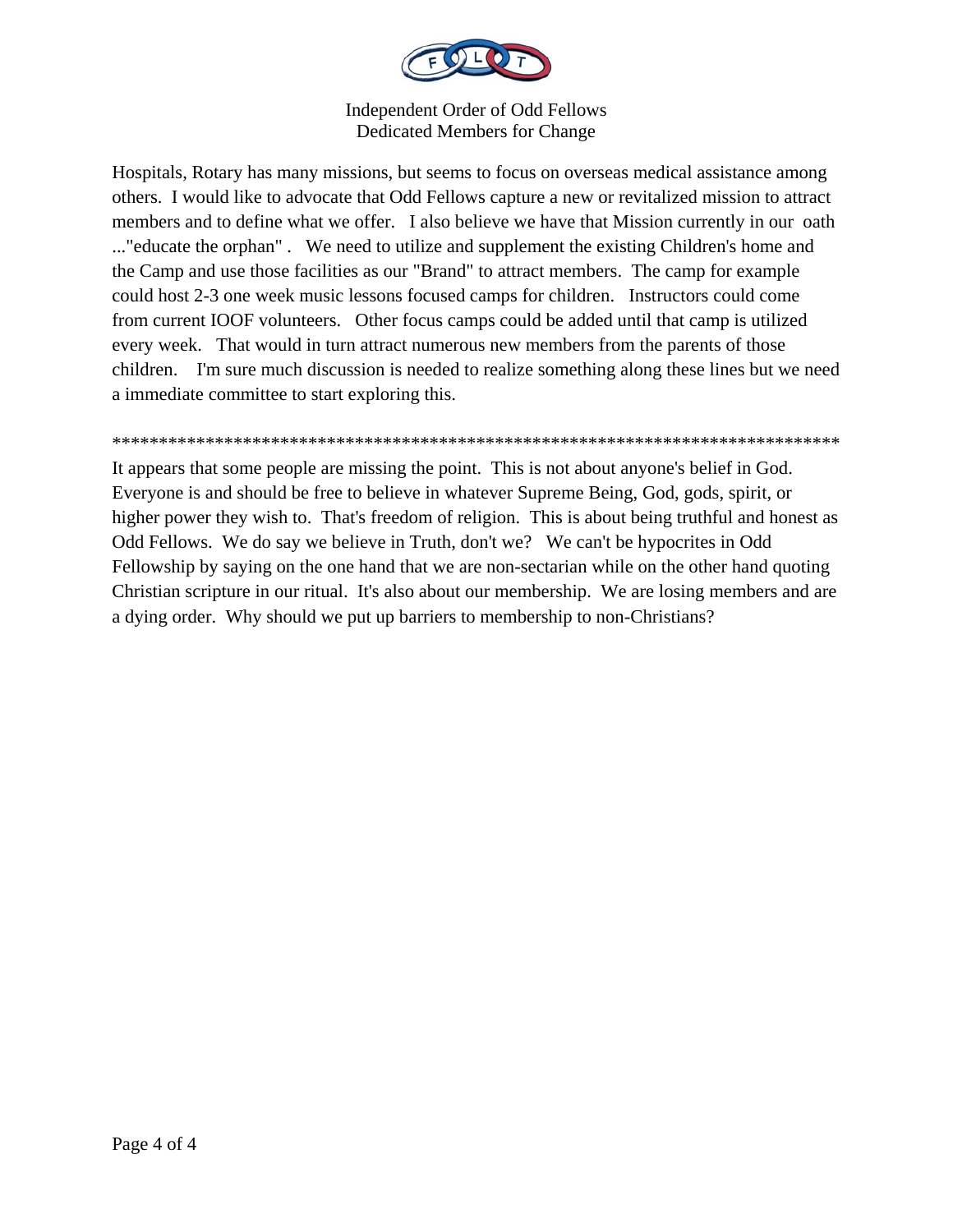Hospitals, Rotary has many missions, but seems to focus on overseas medical assistance among others. I would like to advocate that Odd Fellows capture a new or revitalized mission to attract members and to define what we offer. I also believe we have that Mission currently in our oath ..."educate the orphan" . We need to utilize and supplement the existing Children's home and the Camp and use those facilities as our "Brand" to attract members. The camp for example could host 2-3 one week music lessons focused camps for children. Instructors could come from current IOOF volunteers. Other focus camps could be added until that camp is utilized every week. That would in turn attract numerous new members from the parents of those children. I'm sure much discussion is needed to realize something along these lines but we need a immediate committee to start exploring this.

*******************************************************************************

It appears that some people are missing the point. This is not about anyone's belief in God. Everyone is and should be free to believe in whatever Supreme Being, God, gods, spirit, or higher power they wish to. That's freedom of religion. This is about being truthful and honest as Odd Fellows. We do say we believe in Truth, don't we? We can't be hypocrites in Odd Fellowship by saying on the one hand that we are non-sectarian while on the other hand quoting Christian scripture in our ritual. It's also about our membership. We are losing members and are a dying order. Why should we put up barriers to membership to non-Christians?